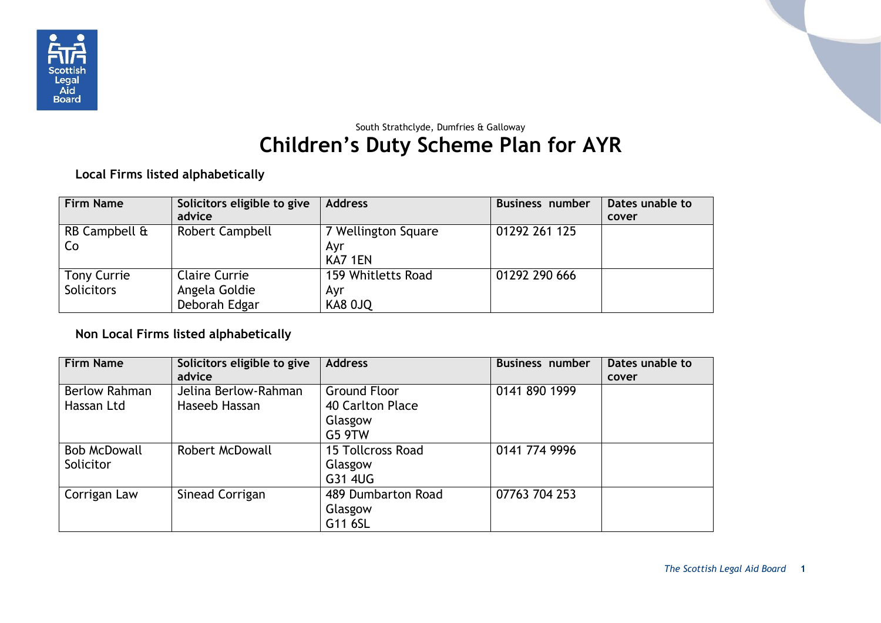South Strathclyde, Dumfries & Galloway

# Children's Duty Scheme Plan for AYR

**Local Firms listed alphabetically**

| Firm Name | Solicitors eligible to give advice | Address | Business number | Dates unable to cover |
|---|---|---|---|---|
| RB Campbell & Co | Robert Campbell | 7 Wellington Square<br>Ayr<br>KA7 1EN | 01292 261 125 | |
| Tony Currie Solicitors | Claire Currie<br>Angela Goldie<br>Deborah Edgar | 159 Whitletts Road<br>Ayr<br>KA8 0JQ | 01292 290 666 | |

**Non Local Firms listed alphabetically**

| Firm Name | Solicitors eligible to give advice | Address | Business number | Dates unable to cover |
|---|---|---|---|---|
| Berlow Rahman Hassan Ltd | Jelina Berlow-Rahman<br>Haseeb Hassan | Ground Floor<br>40 Carlton Place<br>Glasgow<br>G5 9TW | 0141 890 1999 | |
| Bob McDowall Solicitor | Robert McDowall | 15 Tollcross Road<br>Glasgow<br>G31 4UG | 0141 774 9996 | |
| Corrigan Law | Sinead Corrigan | 489 Dumbarton Road<br>Glasgow<br>G11 6SL | 07763 704 253 | |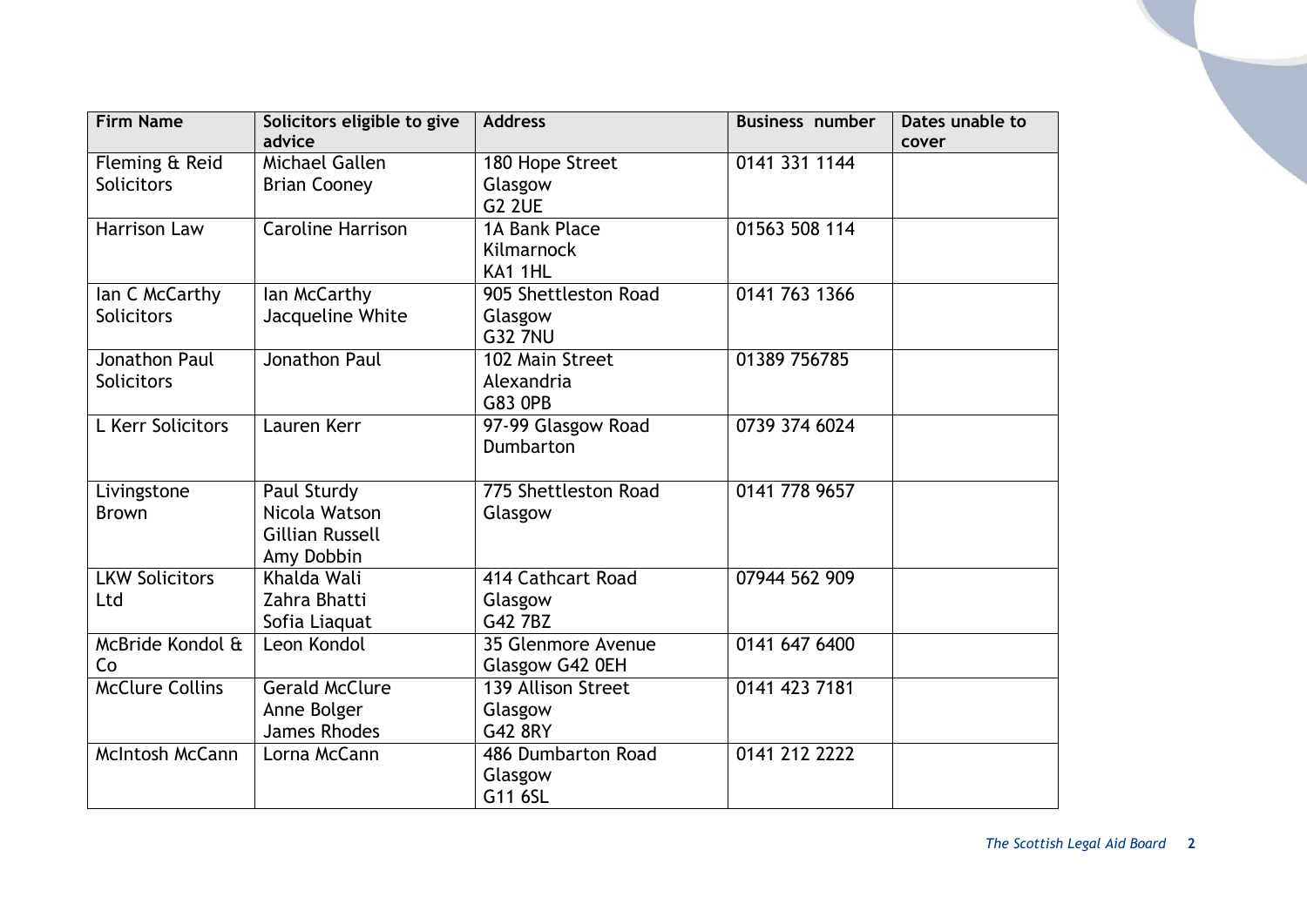| Firm Name | Solicitors eligible to give advice | Address | Business number | Dates unable to cover |
| --- | --- | --- | --- | --- |
| Fleming & Reid Solicitors | Michael Gallen<br>Brian Cooney | 180 Hope Street<br>Glasgow<br>G2 2UE | 0141 331 1144 | |
| Harrison Law | Caroline Harrison | 1A Bank Place<br>Kilmarnock<br>KA1 1HL | 01563 508 114 | |
| Ian C McCarthy Solicitors | Ian McCarthy<br>Jacqueline White | 905 Shettleston Road<br>Glasgow<br>G32 7NU | 0141 763 1366 | |
| Jonathon Paul Solicitors | Jonathon Paul | 102 Main Street<br>Alexandria<br>G83 0PB | 01389 756785 | |
| L Kerr Solicitors | Lauren Kerr | 97-99 Glasgow Road<br>Dumbarton | 0739 374 6024 | |
| Livingstone Brown | Paul Sturdy<br>Nicola Watson<br>Gillian Russell<br>Amy Dobbin | 775 Shettleston Road<br>Glasgow | 0141 778 9657 | |
| LKW Solicitors Ltd | Khalda Wali<br>Zahra Bhatti<br>Sofia Liaquat | 414 Cathcart Road<br>Glasgow<br>G42 7BZ | 07944 562 909 | |
| McBride Kondol & Co | Leon Kondol | 35 Glenmore Avenue<br>Glasgow G42 0EH | 0141 647 6400 | |
| McClure Collins | Gerald McClure<br>Anne Bolger<br>James Rhodes | 139 Allison Street<br>Glasgow<br>G42 8RY | 0141 423 7181 | |
| McIntosh McCann | Lorna McCann | 486 Dumbarton Road<br>Glasgow<br>G11 6SL | 0141 212 2222 | |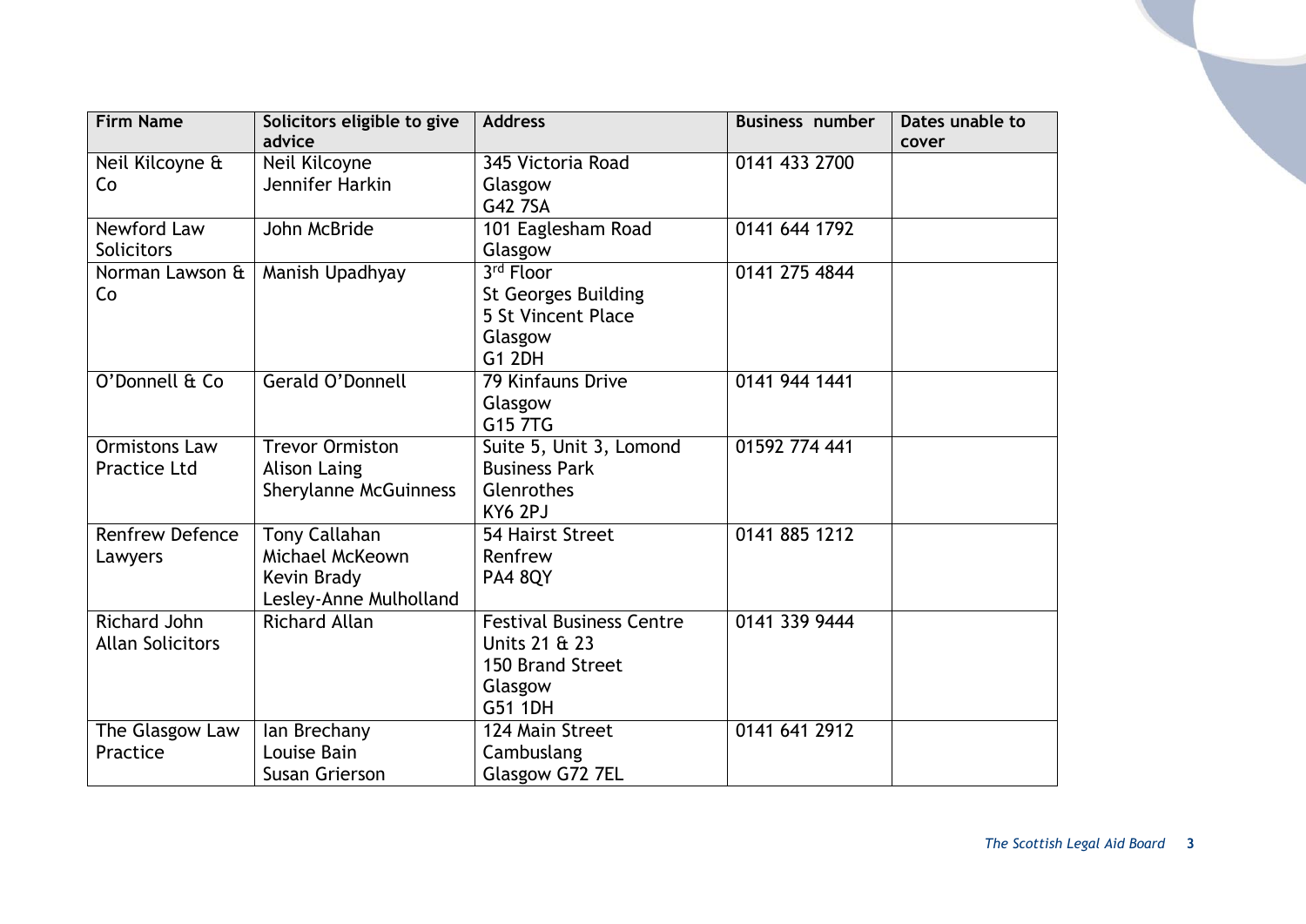| Firm Name | Solicitors eligible to give advice | Address | Business number | Dates unable to cover |
|---|---|---|---|---|
| Neil Kilcoyne & Co | Neil Kilcoyne<br>Jennifer Harkin | 345 Victoria Road<br>Glasgow<br>G42 7SA | 0141 433 2700 | |
| Newford Law Solicitors | John McBride | 101 Eaglesham Road<br>Glasgow | 0141 644 1792 | |
| Norman Lawson & Co | Manish Upadhyay | 3rd Floor<br>St Georges Building<br>5 St Vincent Place<br>Glasgow<br>G1 2DH | 0141 275 4844 | |
| O'Donnell & Co | Gerald O'Donnell | 79 Kinfauns Drive<br>Glasgow<br>G15 7TG | 0141 944 1441 | |
| Ormistons Law Practice Ltd | Trevor Ormiston<br>Alison Laing<br>Sherylanne McGuinness | Suite 5, Unit 3, Lomond Business Park<br>Glenrothes<br>KY6 2PJ | 01592 774 441 | |
| Renfrew Defence Lawyers | Tony Callahan<br>Michael McKeown<br>Kevin Brady<br>Lesley-Anne Mulholland | 54 Hairst Street<br>Renfrew<br>PA4 8QY | 0141 885 1212 | |
| Richard John Allan Solicitors | Richard Allan | Festival Business Centre<br>Units 21 & 23<br>150 Brand Street<br>Glasgow<br>G51 1DH | 0141 339 9444 | |
| The Glasgow Law Practice | Ian Brechany<br>Louise Bain<br>Susan Grierson | 124 Main Street<br>Cambuslang<br>Glasgow G72 7EL | 0141 641 2912 | |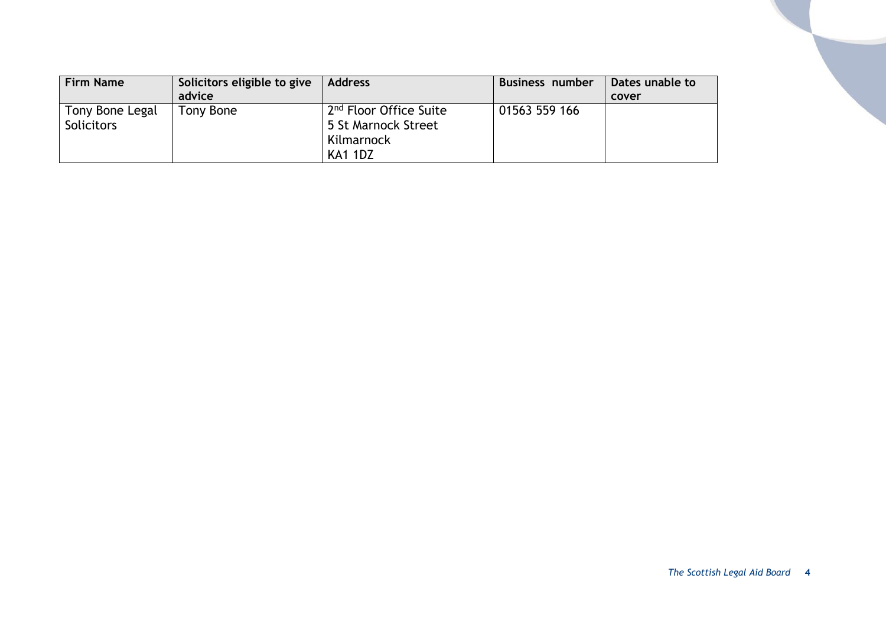| Firm Name | Solicitors eligible to give advice | Address | Business number | Dates unable to cover |
|---|---|---|---|---|
| Tony Bone Legal Solicitors | Tony Bone | 2nd Floor Office Suite<br>5 St Marnock Street<br>Kilmarnock<br>KA1 1DZ | 01563 559 166 | |